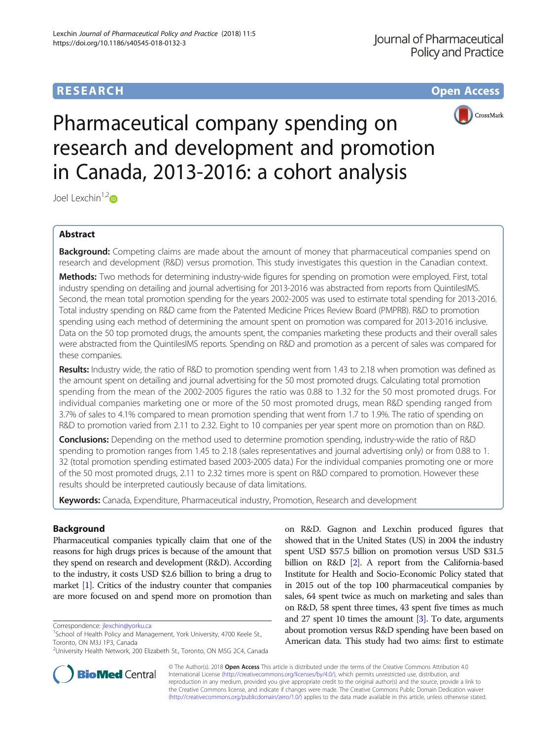RESEARCH Open Access

# Pharmaceutical company spending on research and development and promotion in Canada, 2013-2016: a cohort analysis

Joel Lexchin[1,2]

## Abstract

**Background:** Competing claims are made about the amount of money that pharmaceutical companies spend on research and development (R&D) versus promotion. This study investigates this question in the Canadian context.

**Methods:** Two methods for determining industry-wide figures for spending on promotion were employed. First, total industry spending on detailing and journal advertising for 2013-2016 was abstracted from reports from QuintilesIMS. Second, the mean total promotion spending for the years 2002-2005 was used to estimate total spending for 2013-2016. Total industry spending on R&D came from the Patented Medicine Prices Review Board (PMPRB). R&D to promotion spending using each method of determining the amount spent on promotion was compared for 2013-2016 inclusive. Data on the 50 top promoted drugs, the amounts spent, the companies marketing these products and their overall sales were abstracted from the QuintilesIMS reports. Spending on R&D and promotion as a percent of sales was compared for these companies.

**Results:** Industry wide, the ratio of R&D to promotion spending went from 1.43 to 2.18 when promotion was defined as the amount spent on detailing and journal advertising for the 50 most promoted drugs. Calculating total promotion spending from the mean of the 2002-2005 figures the ratio was 0.88 to 1.32 for the 50 most promoted drugs. For individual companies marketing one or more of the 50 most promoted drugs, mean R&D spending ranged from 3.7% of sales to 4.1% compared to mean promotion spending that went from 1.7 to 1.9%. The ratio of spending on R&D to promotion varied from 2.11 to 2.32. Eight to 10 companies per year spent more on promotion than on R&D.

**Conclusions:** Depending on the method used to determine promotion spending, industry-wide the ratio of R&D spending to promotion ranges from 1.45 to 2.18 (sales representatives and journal advertising only) or from 0.88 to 1.32 (total promotion spending estimated based 2003-2005 data.) For the individual companies promoting one or more of the 50 most promoted drugs, 2.11 to 2.32 times more is spent on R&D compared to promotion. However these results should be interpreted cautiously because of data limitations.

**Keywords:** Canada, Expenditure, Pharmaceutical industry, Promotion, Research and development

## Background

Pharmaceutical companies typically claim that one of the reasons for high drugs prices is because of the amount that they spend on research and development (R&D). According to the industry, it costs USD $2.6 billion to bring a drug to market [1]. Critics of the industry counter that companies are more focused on and spend more on promotion than on R&D. Gagnon and Lexchin produced figures that showed that in the United States (US) in 2004 the industry spent USD $57.5 billion on promotion versus USD $31.5 billion on R&D [2]. A report from the California-based Institute for Health and Socio-Economic Policy stated that in 2015 out of the top 100 pharmaceutical companies by sales, 64 spent twice as much on marketing and sales than on R&D, 58 spent three times, 43 spent five times as much and 27 spent 10 times the amount [3]. To date, arguments about promotion versus R&D spending have been based on American data. This study had two aims: first to estimate

Correspondence: jlexchin@yorku.ca

[1]School of Health Policy and Management, York University, 4700 Keele St., Toronto, ON M3J 1P3, Canada

[2]University Health Network, 200 Elizabeth St., Toronto, ON M5G 2C4, Canada

© The Author(s). 2018 **Open Access** This article is distributed under the terms of the Creative Commons Attribution 4.0 International License (http://creativecommons.org/licenses/by/4.0/), which permits unrestricted use, distribution, and reproduction in any medium, provided you give appropriate credit to the original author(s) and the source, provide a link to the Creative Commons license, and indicate if changes were made. The Creative Commons Public Domain Dedication waiver (http://creativecommons.org/publicdomain/zero/1.0/) applies to the data made available in this article, unless otherwise stated.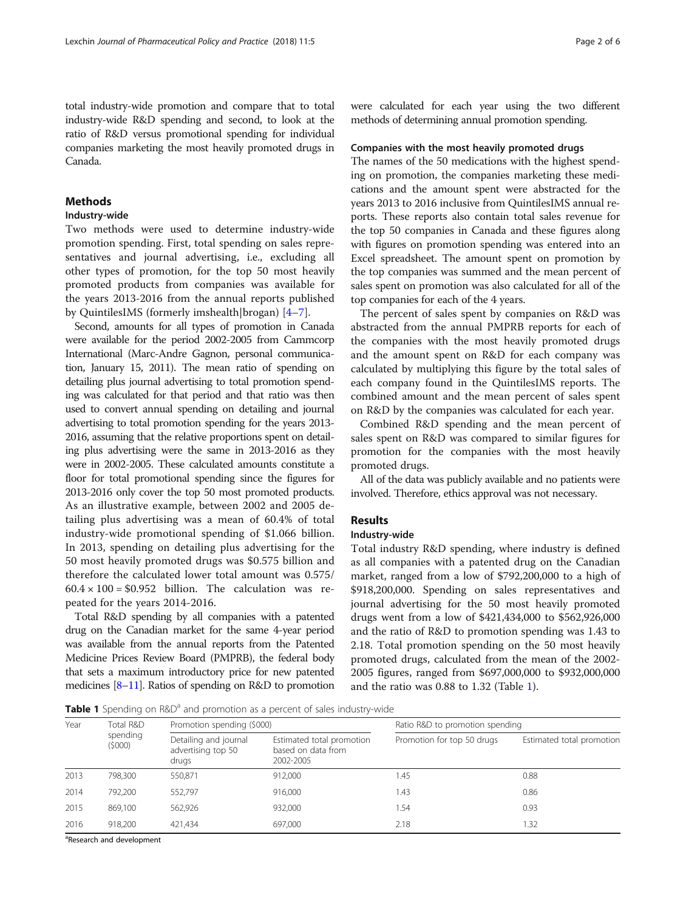total industry-wide promotion and compare that to total industry-wide R&D spending and second, to look at the ratio of R&D versus promotional spending for individual companies marketing the most heavily promoted drugs in Canada.

## Methods

### Industry-wide

Two methods were used to determine industry-wide promotion spending. First, total spending on sales representatives and journal advertising, i.e., excluding all other types of promotion, for the top 50 most heavily promoted products from companies was available for the years 2013-2016 from the annual reports published by QuintilesIMS (formerly imshealth|brogan) [4–7].

Second, amounts for all types of promotion in Canada were available for the period 2002-2005 from Cammcorp International (Marc-Andre Gagnon, personal communication, January 15, 2011). The mean ratio of spending on detailing plus journal advertising to total promotion spending was calculated for that period and that ratio was then used to convert annual spending on detailing and journal advertising to total promotion spending for the years 2013-2016, assuming that the relative proportions spent on detailing plus advertising were the same in 2013-2016 as they were in 2002-2005. These calculated amounts constitute a floor for total promotional spending since the figures for 2013-2016 only cover the top 50 most promoted products. As an illustrative example, between 2002 and 2005 detailing plus advertising was a mean of 60.4% of total industry-wide promotional spending of $1.066 billion. In 2013, spending on detailing plus advertising for the 50 most heavily promoted drugs was $0.575 billion and therefore the calculated lower total amount was $0.575/60.4 \times 100 = \$0.952$ billion. The calculation was repeated for the years 2014-2016.

Total R&D spending by all companies with a patented drug on the Canadian market for the same 4-year period was available from the annual reports from the Patented Medicine Prices Review Board (PMPRB), the federal body that sets a maximum introductory price for new patented medicines [8–11]. Ratios of spending on R&D to promotion were calculated for each year using the two different methods of determining annual promotion spending.

### Companies with the most heavily promoted drugs

The names of the 50 medications with the highest spending on promotion, the companies marketing these medications and the amount spent were abstracted for the years 2013 to 2016 inclusive from QuintilesIMS annual reports. These reports also contain total sales revenue for the top 50 companies in Canada and these figures along with figures on promotion spending was entered into an Excel spreadsheet. The amount spent on promotion by the top companies was summed and the mean percent of sales spent on promotion was also calculated for all of the top companies for each of the 4 years.

The percent of sales spent by companies on R&D was abstracted from the annual PMPRB reports for each of the companies with the most heavily promoted drugs and the amount spent on R&D for each company was calculated by multiplying this figure by the total sales of each company found in the QuintilesIMS reports. The combined amount and the mean percent of sales spent on R&D by the companies was calculated for each year.

Combined R&D spending and the mean percent of sales spent on R&D was compared to similar figures for promotion for the companies with the most heavily promoted drugs.

All of the data was publicly available and no patients were involved. Therefore, ethics approval was not necessary.

## Results

### Industry-wide

Total industry R&D spending, where industry is defined as all companies with a patented drug on the Canadian market, ranged from a low of $792,200,000 to a high of $918,200,000. Spending on sales representatives and journal advertising for the 50 most heavily promoted drugs went from a low of $421,434,000 to $562,926,000 and the ratio of R&D to promotion spending was 1.43 to 2.18. Total promotion spending on the 50 most heavily promoted drugs, calculated from the mean of the 2002-2005 figures, ranged from $697,000,000 to $932,000,000 and the ratio was 0.88 to 1.32 (Table 1).

**Table 1** Spending on R&D[a] and promotion as a percent of sales industry-wide

| Year | Total R&D spending ($000) | Promotion spending ($000) | | Ratio R&D to promotion spending | |
|---|---|---|---|---|---|
| | | Detailing and journal advertising top 50 drugs | Estimated total promotion based on data from 2002-2005 | Promotion for top 50 drugs | Estimated total promotion |
| 2013 | 798,300 | 550,871 | 912,000 | 1.45 | 0.88 |
| 2014 | 792,200 | 552,797 | 916,000 | 1.43 | 0.86 |
| 2015 | 869,100 | 562,926 | 932,000 | 1.54 | 0.93 |
| 2016 | 918,200 | 421,434 | 697,000 | 2.18 | 1.32 |

[a]Research and development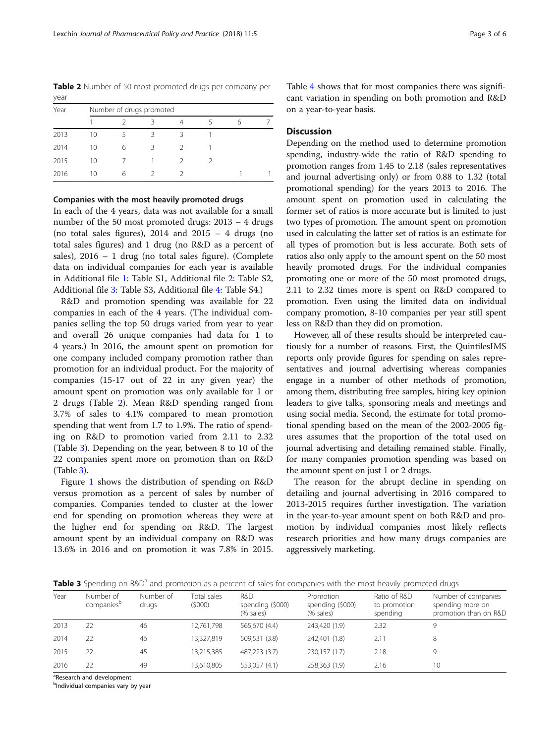**Table 2** Number of 50 most promoted drugs per company per year

| Year | Number of drugs promoted | | | | | | |
|---|---|---|---|---|---|---|---|
| | 1 | 2 | 3 | 4 | 5 | 6 | 7 |
| 2013 | 10 | 5 | 3 | 3 | 1 | | |
| 2014 | 10 | 6 | 3 | 2 | 1 | | |
| 2015 | 10 | 7 | 1 | 2 | 2 | | |
| 2016 | 10 | 6 | 2 | 2 | | 1 | 1 |

#### Companies with the most heavily promoted drugs

In each of the 4 years, data was not available for a small number of the 50 most promoted drugs: 2013 – 4 drugs (no total sales figures), 2014 and 2015 – 4 drugs (no total sales figures) and 1 drug (no R&D as a percent of sales), 2016 – 1 drug (no total sales figure). (Complete data on individual companies for each year is available in Additional file 1: Table S1, Additional file 2: Table S2, Additional file 3: Table S3, Additional file 4: Table S4.)

R&D and promotion spending was available for 22 companies in each of the 4 years. (The individual companies selling the top 50 drugs varied from year to year and overall 26 unique companies had data for 1 to 4 years.) In 2016, the amount spent on promotion for one company included company promotion rather than promotion for an individual product. For the majority of companies (15-17 out of 22 in any given year) the amount spent on promotion was only available for 1 or 2 drugs (Table 2). Mean R&D spending ranged from 3.7% of sales to 4.1% compared to mean promotion spending that went from 1.7 to 1.9%. The ratio of spending on R&D to promotion varied from 2.11 to 2.32 (Table 3). Depending on the year, between 8 to 10 of the 22 companies spent more on promotion than on R&D (Table 3).

Figure 1 shows the distribution of spending on R&D versus promotion as a percent of sales by number of companies. Companies tended to cluster at the lower end for spending on promotion whereas they were at the higher end for spending on R&D. The largest amount spent by an individual company on R&D was 13.6% in 2016 and on promotion it was 7.8% in 2015. Table 4 shows that for most companies there was significant variation in spending on both promotion and R&D on a year-to-year basis.

## Discussion

Depending on the method used to determine promotion spending, industry-wide the ratio of R&D spending to promotion ranges from 1.45 to 2.18 (sales representatives and journal advertising only) or from 0.88 to 1.32 (total promotional spending) for the years 2013 to 2016. The amount spent on promotion used in calculating the former set of ratios is more accurate but is limited to just two types of promotion. The amount spent on promotion used in calculating the latter set of ratios is an estimate for all types of promotion but is less accurate. Both sets of ratios also only apply to the amount spent on the 50 most heavily promoted drugs. For the individual companies promoting one or more of the 50 most promoted drugs, 2.11 to 2.32 times more is spent on R&D compared to promotion. Even using the limited data on individual company promotion, 8-10 companies per year still spent less on R&D than they did on promotion.

However, all of these results should be interpreted cautiously for a number of reasons. First, the QuintilesIMS reports only provide figures for spending on sales representatives and journal advertising whereas companies engage in a number of other methods of promotion, among them, distributing free samples, hiring key opinion leaders to give talks, sponsoring meals and meetings and using social media. Second, the estimate for total promotional spending based on the mean of the 2002-2005 figures assumes that the proportion of the total used on journal advertising and detailing remained stable. Finally, for many companies promotion spending was based on the amount spent on just 1 or 2 drugs.

The reason for the abrupt decline in spending on detailing and journal advertising in 2016 compared to 2013-2015 requires further investigation. The variation in the year-to-year amount spent on both R&D and promotion by individual companies most likely reflects research priorities and how many drugs companies are aggressively marketing.

**Table 3** Spending on R&D[a] and promotion as a percent of sales for companies with the most heavily promoted drugs

| Year | Number of companies[b] | Number of drugs | Total sales ($000) | R&D spending ($000) (% sales) | Promotion spending ($000) (% sales) | Ratio of R&D to promotion spending | Number of companies spending more on promotion than on R&D |
|---|---|---|---|---|---|---|---|
| 2013 | 22 | 46 | 12,761,798 | 565,670 (4.4) | 243,420 (1.9) | 2.32 | 9 |
| 2014 | 22 | 46 | 13,327,819 | 509,531 (3.8) | 242,401 (1.8) | 2.11 | 8 |
| 2015 | 22 | 45 | 13,215,385 | 487,223 (3.7) | 230,157 (1.7) | 2.18 | 9 |
| 2016 | 22 | 49 | 13,610,805 | 553,057 (4.1) | 258,363 (1.9) | 2.16 | 10 |

[a]Research and development
[b]Individual companies vary by year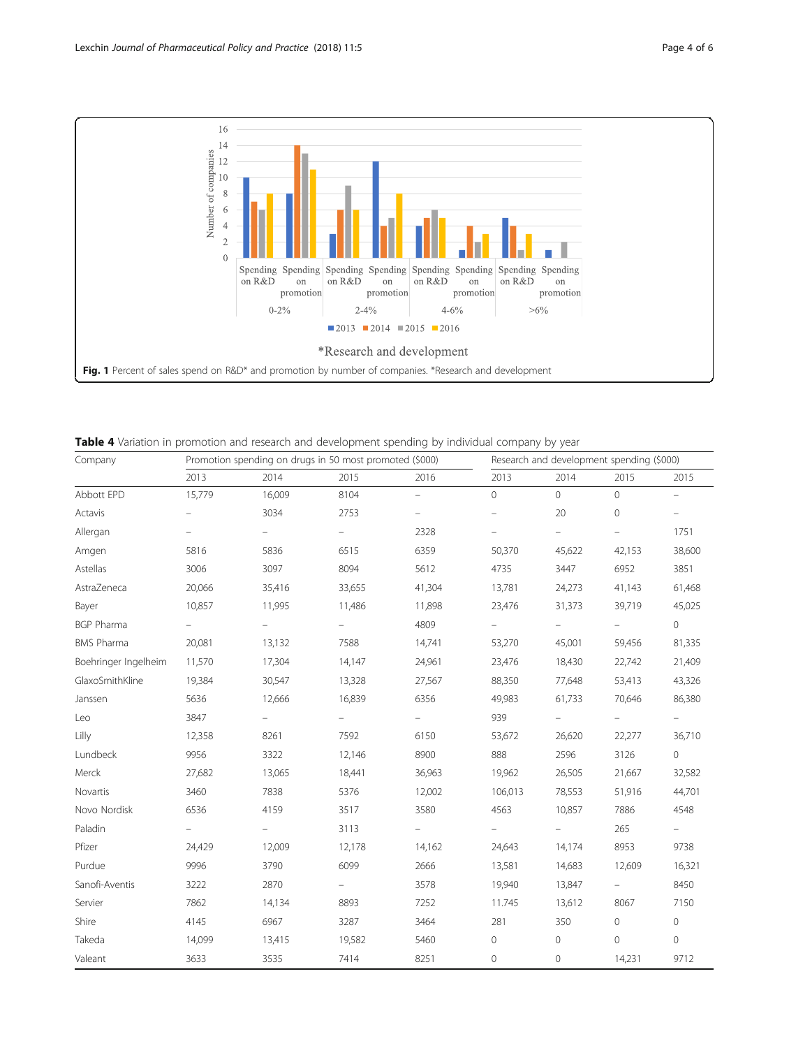Fig. 1 Percent of sales spend on R&D* and promotion by number of companies. *Research and development

**Table 4** Variation in promotion and research and development spending by individual company by year

| Company | Promotion spending on drugs in 50 most promoted ($000) | | | | Research and development spending ($000) | | | |
|---|---|---|---|---|---|---|---|---|
| | 2013 | 2014 | 2015 | 2016 | 2013 | 2014 | 2015 | 2015 |
| Abbott EPD | 15,779 | 16,009 | 8104 | – | 0 | 0 | 0 | – |
| Actavis | – | 3034 | 2753 | – | – | 20 | 0 | – |
| Allergan | – | – | – | 2328 | – | – | – | 1751 |
| Amgen | 5816 | 5836 | 6515 | 6359 | 50,370 | 45,622 | 42,153 | 38,600 |
| Astellas | 3006 | 3097 | 8094 | 5612 | 4735 | 3447 | 6952 | 3851 |
| AstraZeneca | 20,066 | 35,416 | 33,655 | 41,304 | 13,781 | 24,273 | 41,143 | 61,468 |
| Bayer | 10,857 | 11,995 | 11,486 | 11,898 | 23,476 | 31,373 | 39,719 | 45,025 |
| BGP Pharma | – | – | – | 4809 | – | – | – | 0 |
| BMS Pharma | 20,081 | 13,132 | 7588 | 14,741 | 53,270 | 45,001 | 59,456 | 81,335 |
| Boehringer Ingelheim | 11,570 | 17,304 | 14,147 | 24,961 | 23,476 | 18,430 | 22,742 | 21,409 |
| GlaxoSmithKline | 19,384 | 30,547 | 13,328 | 27,567 | 88,350 | 77,648 | 53,413 | 43,326 |
| Janssen | 5636 | 12,666 | 16,839 | 6356 | 49,983 | 61,733 | 70,646 | 86,380 |
| Leo | 3847 | – | – | – | 939 | – | – | – |
| Lilly | 12,358 | 8261 | 7592 | 6150 | 53,672 | 26,620 | 22,277 | 36,710 |
| Lundbeck | 9956 | 3322 | 12,146 | 8900 | 888 | 2596 | 3126 | 0 |
| Merck | 27,682 | 13,065 | 18,441 | 36,963 | 19,962 | 26,505 | 21,667 | 32,582 |
| Novartis | 3460 | 7838 | 5376 | 12,002 | 106,013 | 78,553 | 51,916 | 44,701 |
| Novo Nordisk | 6536 | 4159 | 3517 | 3580 | 4563 | 10,857 | 7886 | 4548 |
| Paladin | – | – | 3113 | – | – | – | 265 | – |
| Pfizer | 24,429 | 12,009 | 12,178 | 14,162 | 24,643 | 14,174 | 8953 | 9738 |
| Purdue | 9996 | 3790 | 6099 | 2666 | 13,581 | 14,683 | 12,609 | 16,321 |
| Sanofi-Aventis | 3222 | 2870 | – | 3578 | 19,940 | 13,847 | – | 8450 |
| Servier | 7862 | 14,134 | 8893 | 7252 | 11.745 | 13,612 | 8067 | 7150 |
| Shire | 4145 | 6967 | 3287 | 3464 | 281 | 350 | 0 | 0 |
| Takeda | 14,099 | 13,415 | 19,582 | 5460 | 0 | 0 | 0 | 0 |
| Valeant | 3633 | 3535 | 7414 | 8251 | 0 | 0 | 14,231 | 9712 |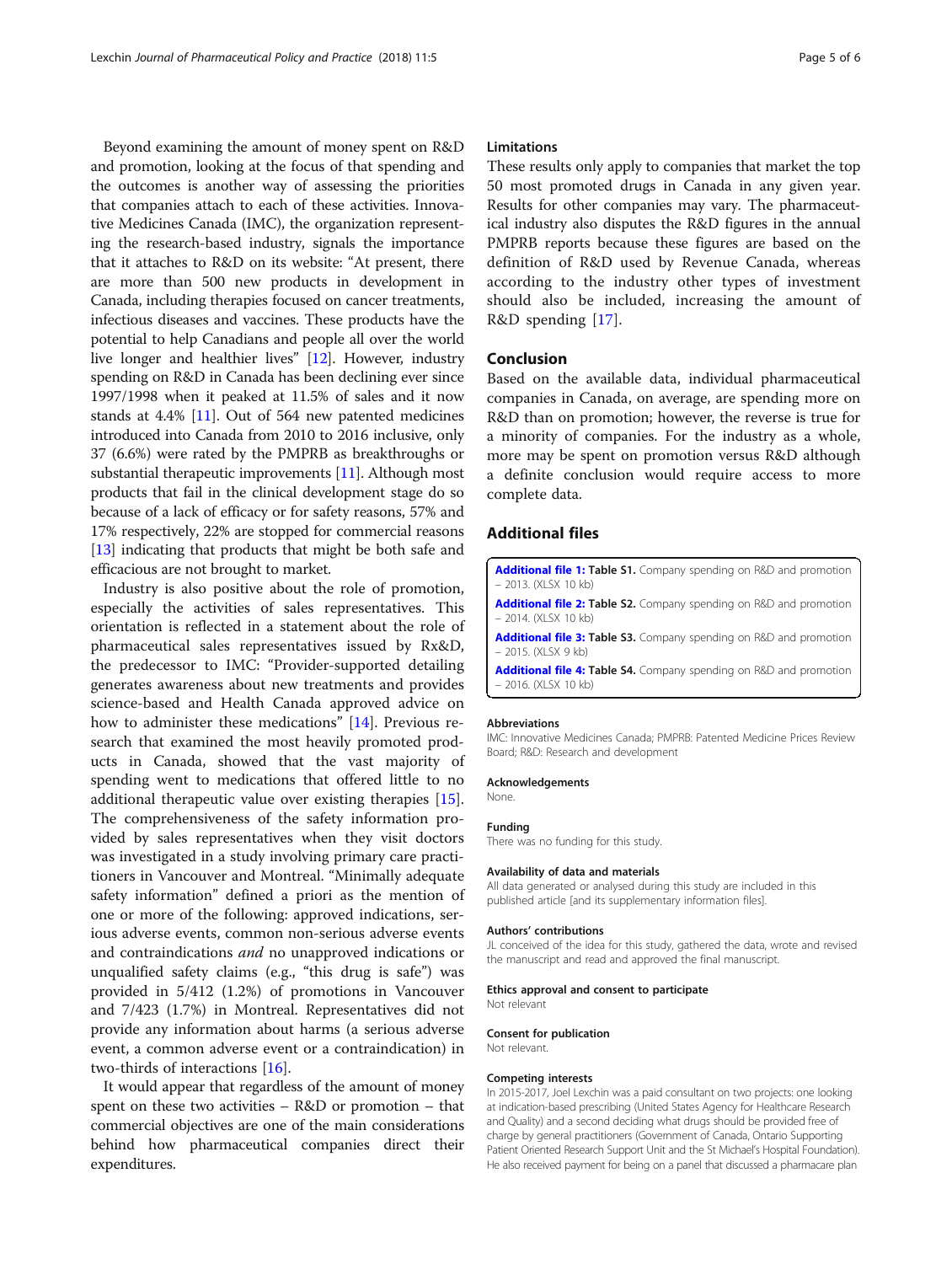Beyond examining the amount of money spent on R&D and promotion, looking at the focus of that spending and the outcomes is another way of assessing the priorities that companies attach to each of these activities. Innovative Medicines Canada (IMC), the organization representing the research-based industry, signals the importance that it attaches to R&D on its website: "At present, there are more than 500 new products in development in Canada, including therapies focused on cancer treatments, infectious diseases and vaccines. These products have the potential to help Canadians and people all over the world live longer and healthier lives" [12]. However, industry spending on R&D in Canada has been declining ever since 1997/1998 when it peaked at 11.5% of sales and it now stands at 4.4% [11]. Out of 564 new patented medicines introduced into Canada from 2010 to 2016 inclusive, only 37 (6.6%) were rated by the PMPRB as breakthroughs or substantial therapeutic improvements [11]. Although most products that fail in the clinical development stage do so because of a lack of efficacy or for safety reasons, 57% and 17% respectively, 22% are stopped for commercial reasons [13] indicating that products that might be both safe and efficacious are not brought to market.

Industry is also positive about the role of promotion, especially the activities of sales representatives. This orientation is reflected in a statement about the role of pharmaceutical sales representatives issued by Rx&D, the predecessor to IMC: "Provider-supported detailing generates awareness about new treatments and provides science-based and Health Canada approved advice on how to administer these medications" [14]. Previous research that examined the most heavily promoted products in Canada, showed that the vast majority of spending went to medications that offered little to no additional therapeutic value over existing therapies [15]. The comprehensiveness of the safety information provided by sales representatives when they visit doctors was investigated in a study involving primary care practitioners in Vancouver and Montreal. "Minimally adequate safety information" defined a priori as the mention of one or more of the following: approved indications, serious adverse events, common non-serious adverse events and contraindications *and* no unapproved indications or unqualified safety claims (e.g., "this drug is safe") was provided in 5/412 (1.2%) of promotions in Vancouver and 7/423 (1.7%) in Montreal. Representatives did not provide any information about harms (a serious adverse event, a common adverse event or a contraindication) in two-thirds of interactions [16].

It would appear that regardless of the amount of money spent on these two activities – R&D or promotion – that commercial objectives are one of the main considerations behind how pharmaceutical companies direct their expenditures.

### Limitations

These results only apply to companies that market the top 50 most promoted drugs in Canada in any given year. Results for other companies may vary. The pharmaceutical industry also disputes the R&D figures in the annual PMPRB reports because these figures are based on the definition of R&D used by Revenue Canada, whereas according to the industry other types of investment should also be included, increasing the amount of R&D spending [17].

## Conclusion

Based on the available data, individual pharmaceutical companies in Canada, on average, are spending more on R&D than on promotion; however, the reverse is true for a minority of companies. For the industry as a whole, more may be spent on promotion versus R&D although a definite conclusion would require access to more complete data.

## Additional files

**Additional file 1:** **Table S1.** Company spending on R&D and promotion – 2013. (XLSX 10 kb)

**Additional file 2:** **Table S2.** Company spending on R&D and promotion – 2014. (XLSX 10 kb)

**Additional file 3:** **Table S3.** Company spending on R&D and promotion – 2015. (XLSX 9 kb)

**Additional file 4:** **Table S4.** Company spending on R&D and promotion – 2016. (XLSX 10 kb)

#### Abbreviations

IMC: Innovative Medicines Canada; PMPRB: Patented Medicine Prices Review Board; R&D: Research and development

#### Acknowledgements

None.

#### Funding

There was no funding for this study.

#### Availability of data and materials

All data generated or analysed during this study are included in this published article [and its supplementary information files].

#### Authors' contributions

JL conceived of the idea for this study, gathered the data, wrote and revised the manuscript and read and approved the final manuscript.

#### Ethics approval and consent to participate

Not relevant

#### Consent for publication

Not relevant.

#### Competing interests

In 2015-2017, Joel Lexchin was a paid consultant on two projects: one looking at indication-based prescribing (United States Agency for Healthcare Research and Quality) and a second deciding what drugs should be provided free of charge by general practitioners (Government of Canada, Ontario Supporting Patient Oriented Research Support Unit and the St Michael's Hospital Foundation). He also received payment for being on a panel that discussed a pharmacare plan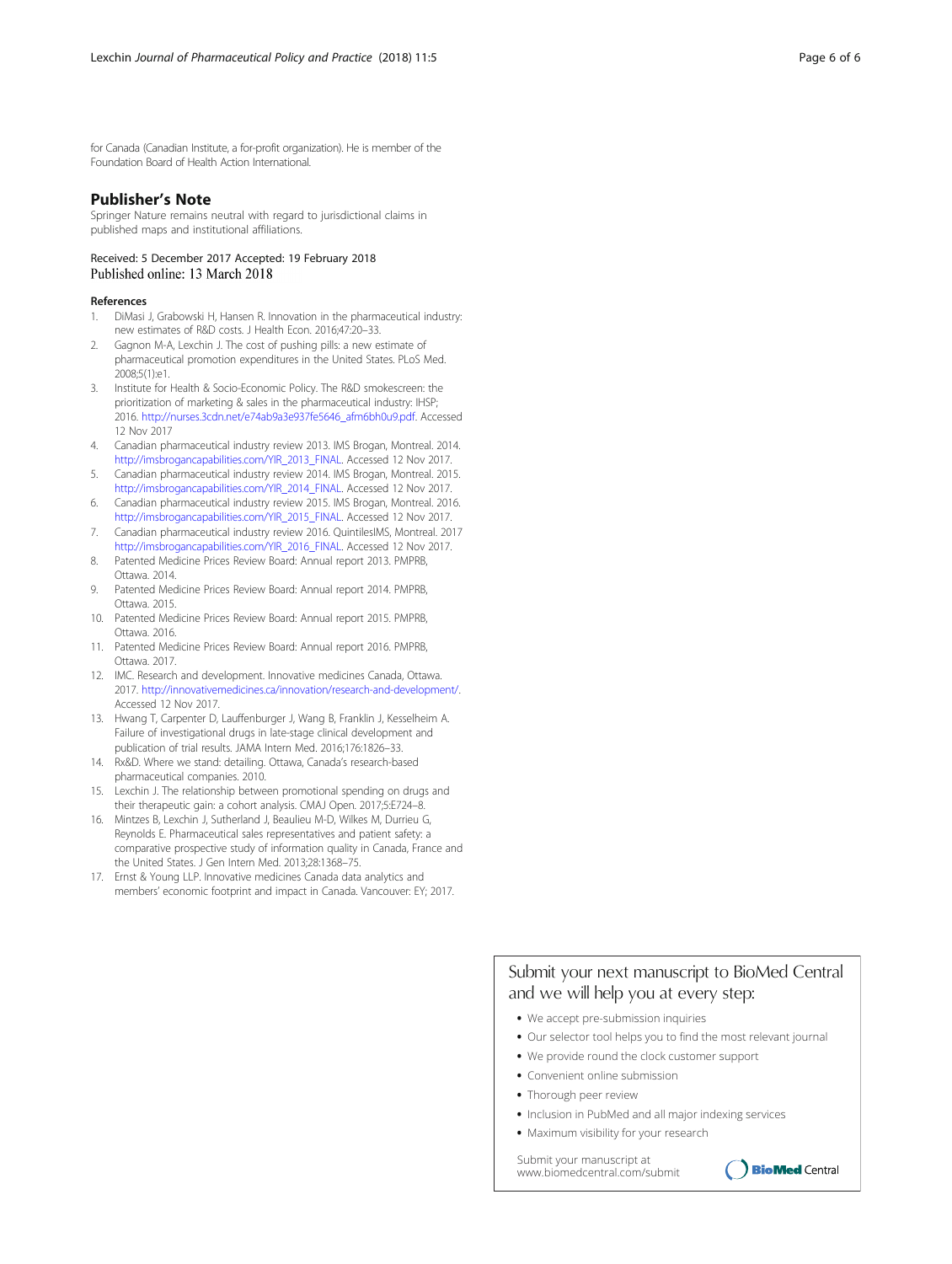for Canada (Canadian Institute, a for-profit organization). He is member of the Foundation Board of Health Action International.

## Publisher's Note

Springer Nature remains neutral with regard to jurisdictional claims in published maps and institutional affiliations.

Received: 5 December 2017 Accepted: 19 February 2018
Published online: 13 March 2018

### References

1. DiMasi J, Grabowski H, Hansen R. Innovation in the pharmaceutical industry: new estimates of R&D costs. J Health Econ. 2016;47:20–33.
2. Gagnon M-A, Lexchin J. The cost of pushing pills: a new estimate of pharmaceutical promotion expenditures in the United States. PLoS Med. 2008;5(1):e1.
3. Institute for Health & Socio-Economic Policy. The R&D smokescreen: the prioritization of marketing & sales in the pharmaceutical industry: IHSP; 2016. http://nurses.3cdn.net/e74ab9a3e937fe5646_afm6bh0u9.pdf. Accessed 12 Nov 2017
4. Canadian pharmaceutical industry review 2013. IMS Brogan, Montreal. 2014. http://imsbrogancapabilities.com/YIR_2013_FINAL. Accessed 12 Nov 2017.
5. Canadian pharmaceutical industry review 2014. IMS Brogan, Montreal. 2015. http://imsbrogancapabilities.com/YIR_2014_FINAL. Accessed 12 Nov 2017.
6. Canadian pharmaceutical industry review 2015. IMS Brogan, Montreal. 2016. http://imsbrogancapabilities.com/YIR_2015_FINAL. Accessed 12 Nov 2017.
7. Canadian pharmaceutical industry review 2016. QuintilesIMS, Montreal. 2017 http://imsbrogancapabilities.com/YIR_2016_FINAL. Accessed 12 Nov 2017.
8. Patented Medicine Prices Review Board: Annual report 2013. PMPRB, Ottawa. 2014.
9. Patented Medicine Prices Review Board: Annual report 2014. PMPRB, Ottawa. 2015.
10. Patented Medicine Prices Review Board: Annual report 2015. PMPRB, Ottawa. 2016.
11. Patented Medicine Prices Review Board: Annual report 2016. PMPRB, Ottawa. 2017.
12. IMC. Research and development. Innovative medicines Canada, Ottawa. 2017. http://innovativemedicines.ca/innovation/research-and-development/. Accessed 12 Nov 2017.
13. Hwang T, Carpenter D, Lauffenburger J, Wang B, Franklin J, Kesselheim A. Failure of investigational drugs in late-stage clinical development and publication of trial results. JAMA Intern Med. 2016;176:1826–33.
14. Rx&D. Where we stand: detailing. Ottawa, Canada's research-based pharmaceutical companies. 2010.
15. Lexchin J. The relationship between promotional spending on drugs and their therapeutic gain: a cohort analysis. CMAJ Open. 2017;5:E724–8.
16. Mintzes B, Lexchin J, Sutherland J, Beaulieu M-D, Wilkes M, Durrieu G, Reynolds E. Pharmaceutical sales representatives and patient safety: a comparative prospective study of information quality in Canada, France and the United States. J Gen Intern Med. 2013;28:1368–75.
17. Ernst & Young LLP. Innovative medicines Canada data analytics and members' economic footprint and impact in Canada. Vancouver: EY; 2017.

Submit your next manuscript to BioMed Central and we will help you at every step:

- We accept pre-submission inquiries
- Our selector tool helps you to find the most relevant journal
- We provide round the clock customer support
- Convenient online submission
- Thorough peer review
- Inclusion in PubMed and all major indexing services
- Maximum visibility for your research

Submit your manuscript at www.biomedcentral.com/submit

BioMed Central